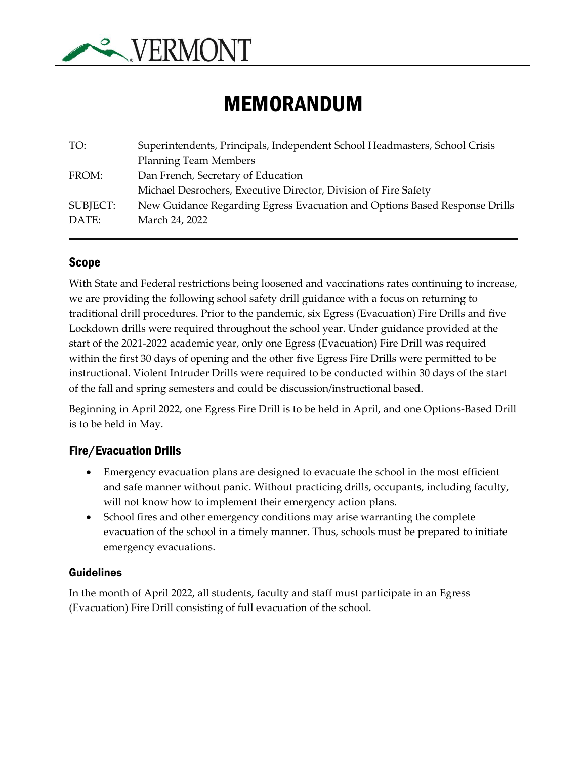VERMONT

# MEMORANDUM

| | |
|---|---|
| TO: | Superintendents, Principals, Independent School Headmasters, School Crisis Planning Team Members |
| FROM: | Dan French, Secretary of Education<br>Michael Desrochers, Executive Director, Division of Fire Safety |
| SUBJECT: | New Guidance Regarding Egress Evacuation and Options Based Response Drills |
| DATE: | March 24, 2022 |

## Scope

With State and Federal restrictions being loosened and vaccinations rates continuing to increase, we are providing the following school safety drill guidance with a focus on returning to traditional drill procedures. Prior to the pandemic, six Egress (Evacuation) Fire Drills and five Lockdown drills were required throughout the school year. Under guidance provided at the start of the 2021-2022 academic year, only one Egress (Evacuation) Fire Drill was required within the first 30 days of opening and the other five Egress Fire Drills were permitted to be instructional. Violent Intruder Drills were required to be conducted within 30 days of the start of the fall and spring semesters and could be discussion/instructional based.

Beginning in April 2022, one Egress Fire Drill is to be held in April, and one Options-Based Drill is to be held in May.

## Fire/Evacuation Drills

- Emergency evacuation plans are designed to evacuate the school in the most efficient and safe manner without panic. Without practicing drills, occupants, including faculty, will not know how to implement their emergency action plans.
- School fires and other emergency conditions may arise warranting the complete evacuation of the school in a timely manner. Thus, schools must be prepared to initiate emergency evacuations.

### Guidelines

In the month of April 2022, all students, faculty and staff must participate in an Egress (Evacuation) Fire Drill consisting of full evacuation of the school.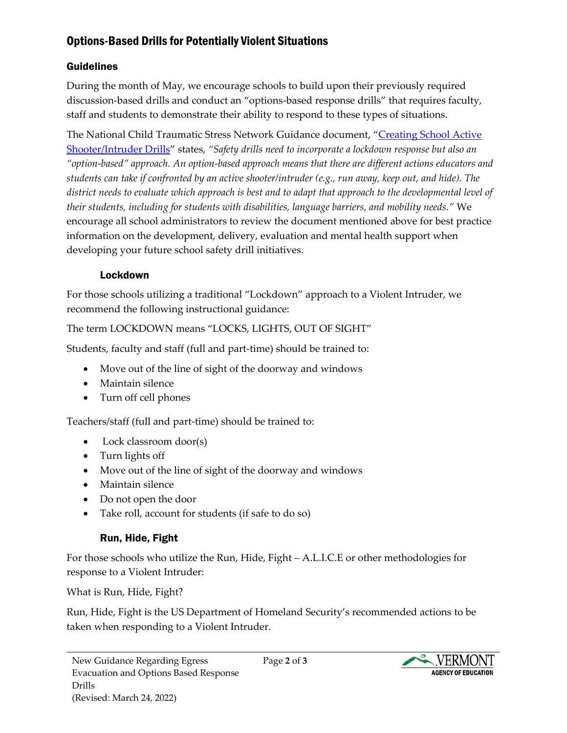## Options-Based Drills for Potentially Violent Situations

### Guidelines

During the month of May, we encourage schools to build upon their previously required discussion-based drills and conduct an "options-based response drills" that requires faculty, staff and students to demonstrate their ability to respond to these types of situations.

The National Child Traumatic Stress Network Guidance document, "[Creating School Active Shooter/Intruder Drills]" states, *"Safety drills need to incorporate a lockdown response but also an "option-based" approach. An option-based approach means that there are different actions educators and students can take if confronted by an active shooter/intruder (e.g., run away, keep out, and hide). The district needs to evaluate which approach is best and to adapt that approach to the developmental level of their students, including for students with disabilities, language barriers, and mobility needs."* We encourage all school administrators to review the document mentioned above for best practice information on the development, delivery, evaluation and mental health support when developing your future school safety drill initiatives.

#### Lockdown

For those schools utilizing a traditional "Lockdown" approach to a Violent Intruder, we recommend the following instructional guidance:

The term LOCKDOWN means "LOCKS, LIGHTS, OUT OF SIGHT"

Students, faculty and staff (full and part-time) should be trained to:

- Move out of the line of sight of the doorway and windows
- Maintain silence
- Turn off cell phones

Teachers/staff (full and part-time) should be trained to:

- Lock classroom door(s)
- Turn lights off
- Move out of the line of sight of the doorway and windows
- Maintain silence
- Do not open the door
- Take roll, account for students (if safe to do so)

#### Run, Hide, Fight

For those schools who utilize the Run, Hide, Fight – A.L.I.C.E or other methodologies for response to a Violent Intruder:

What is Run, Hide, Fight?

Run, Hide, Fight is the US Department of Homeland Security's recommended actions to be taken when responding to a Violent Intruder.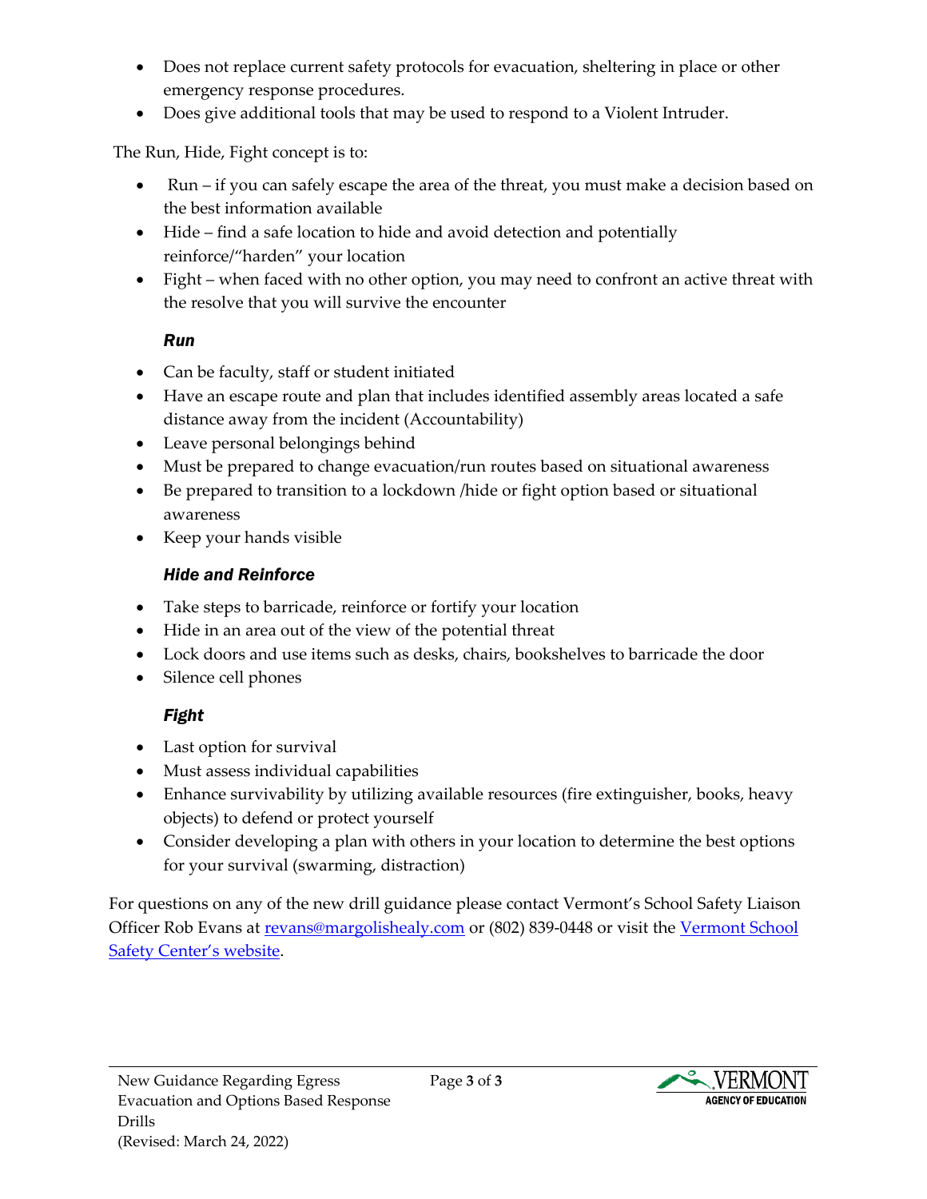- Does not replace current safety protocols for evacuation, sheltering in place or other emergency response procedures.
- Does give additional tools that may be used to respond to a Violent Intruder.

The Run, Hide, Fight concept is to:

- Run – if you can safely escape the area of the threat, you must make a decision based on the best information available
- Hide – find a safe location to hide and avoid detection and potentially reinforce/"harden" your location
- Fight – when faced with no other option, you may need to confront an active threat with the resolve that you will survive the encounter

### *Run*

- Can be faculty, staff or student initiated
- Have an escape route and plan that includes identified assembly areas located a safe distance away from the incident (Accountability)
- Leave personal belongings behind
- Must be prepared to change evacuation/run routes based on situational awareness
- Be prepared to transition to a lockdown /hide or fight option based or situational awareness
- Keep your hands visible

### *Hide and Reinforce*

- Take steps to barricade, reinforce or fortify your location
- Hide in an area out of the view of the potential threat
- Lock doors and use items such as desks, chairs, bookshelves to barricade the door
- Silence cell phones

### *Fight*

- Last option for survival
- Must assess individual capabilities
- Enhance survivability by utilizing available resources (fire extinguisher, books, heavy objects) to defend or protect yourself
- Consider developing a plan with others in your location to determine the best options for your survival (swarming, distraction)

For questions on any of the new drill guidance please contact Vermont's School Safety Liaison Officer Rob Evans at [revans@margolishealy.com](mailto:revans@margolishealy.com) or (802) 839-0448 or visit the [Vermont School Safety Center's website](#).